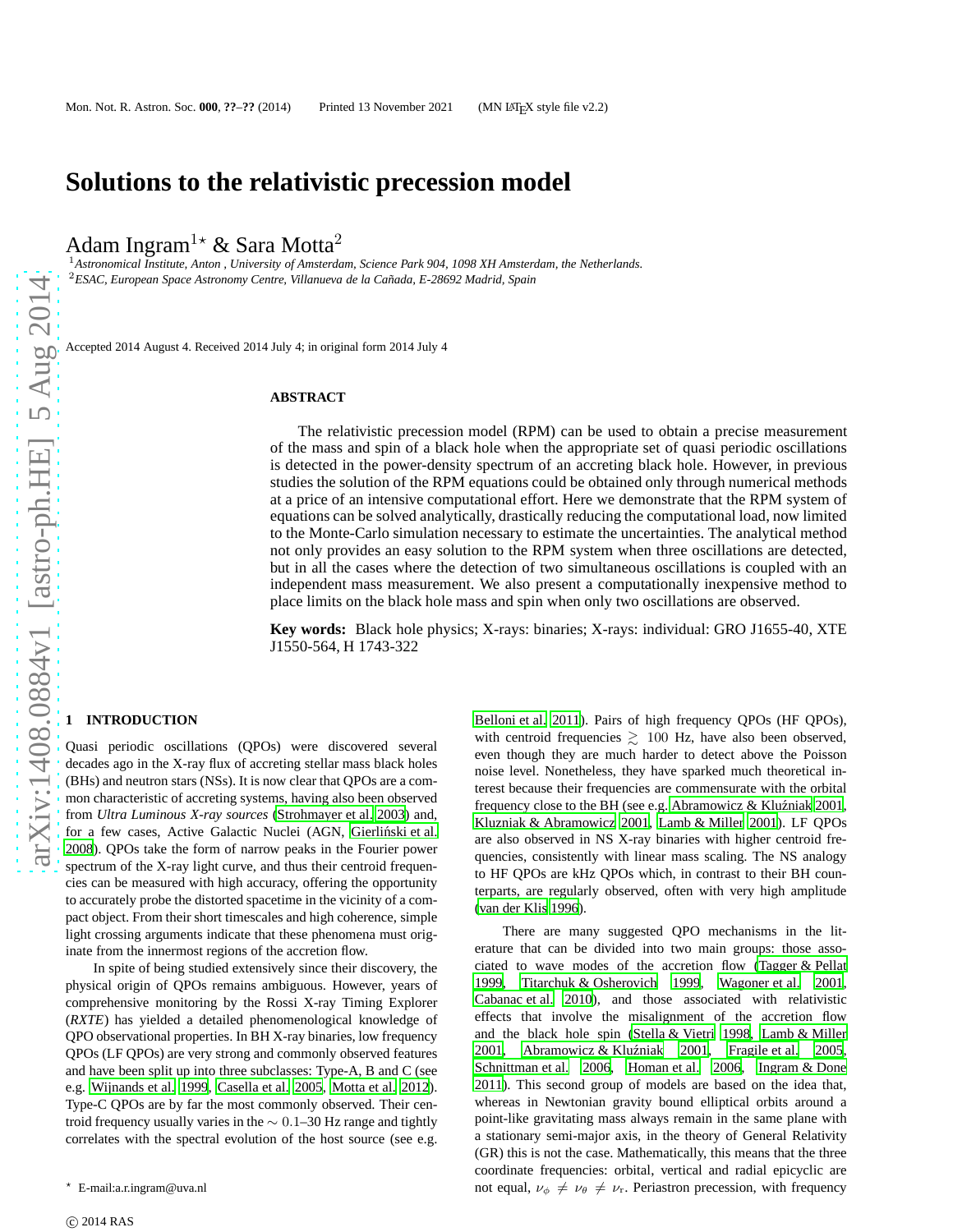# Solutions to the relativistic precession model

Adam Ingram[1]* & Sara Motta[2]

[1]*Astronomical Institute, Anton , University of Amsterdam, Science Park 904, 1098 XH Amsterdam, the Netherlands.*
[2]*ESAC, European Space Astronomy Centre, Villanueva de la Cañada, E-28692 Madrid, Spain*

Accepted 2014 August 4. Received 2014 July 4; in original form 2014 July 4

## ABSTRACT

The relativistic precession model (RPM) can be used to obtain a precise measurement of the mass and spin of a black hole when the appropriate set of quasi periodic oscillations is detected in the power-density spectrum of an accreting black hole. However, in previous studies the solution of the RPM equations could be obtained only through numerical methods at a price of an intensive computational effort. Here we demonstrate that the RPM system of equations can be solved analytically, drastically reducing the computational load, now limited to the Monte-Carlo simulation necessary to estimate the uncertainties. The analytical method not only provides an easy solution to the RPM system when three oscillations are detected, but in all the cases where the detection of two simultaneous oscillations is coupled with an independent mass measurement. We also present a computationally inexpensive method to place limits on the black hole mass and spin when only two oscillations are observed.

**Key words:** Black hole physics; X-rays: binaries; X-rays: individual: GRO J1655-40, XTE J1550-564, H 1743-322

## 1 INTRODUCTION

Quasi periodic oscillations (QPOs) were discovered several decades ago in the X-ray flux of accreting stellar mass black holes (BHs) and neutron stars (NSs). It is now clear that QPOs are a common characteristic of accreting systems, having also been observed from *Ultra Luminous X-ray sources* (Strohmayer et al. 2003) and, for a few cases, Active Galactic Nuclei (AGN, Gierliński et al. 2008). QPOs take the form of narrow peaks in the Fourier power spectrum of the X-ray light curve, and thus their centroid frequencies can be measured with high accuracy, offering the opportunity to accurately probe the distorted spacetime in the vicinity of a compact object. From their short timescales and high coherence, simple light crossing arguments indicate that these phenomena must originate from the innermost regions of the accretion flow.

In spite of being studied extensively since their discovery, the physical origin of QPOs remains ambiguous. However, years of comprehensive monitoring by the Rossi X-ray Timing Explorer (*RXTE*) has yielded a detailed phenomenological knowledge of QPO observational properties. In BH X-ray binaries, low frequency QPOs (LF QPOs) are very strong and commonly observed features and have been split up into three subclasses: Type-A, B and C (see e.g. Wijnands et al. 1999, Casella et al. 2005, Motta et al. 2012). Type-C QPOs are by far the most commonly observed. Their centroid frequency usually varies in the $\sim 0.1$–30 Hz range and tightly correlates with the spectral evolution of the host source (see e.g. Belloni et al. 2011). Pairs of high frequency QPOs (HF QPOs), with centroid frequencies $\gtrsim 100$ Hz, have also been observed, even though they are much harder to detect above the Poisson noise level. Nonetheless, they have sparked much theoretical interest because their frequencies are commensurate with the orbital frequency close to the BH (see e.g. Abramowicz & Kluźniak 2001, Kluzniak & Abramowicz 2001, Lamb & Miller 2001). LF QPOs are also observed in NS X-ray binaries with higher centroid frequencies, consistently with linear mass scaling. The NS analogy to HF QPOs are kHz QPOs which, in contrast to their BH counterparts, are regularly observed, often with very high amplitude (van der Klis 1996).

There are many suggested QPO mechanisms in the literature that can be divided into two main groups: those associated to wave modes of the accretion flow (Tagger & Pellat 1999, Titarchuk & Osherovich 1999, Wagoner et al. 2001, Cabanac et al. 2010), and those associated with relativistic effects that involve the misalignment of the accretion flow and the black hole spin (Stella & Vietri 1998, Lamb & Miller 2001, Abramowicz & Kluźniak 2001, Fragile et al. 2005, Schnittman et al. 2006, Homan et al. 2006, Ingram & Done 2011). This second group of models are based on the idea that, whereas in Newtonian gravity bound elliptical orbits around a point-like gravitating mass always remain in the same plane with a stationary semi-major axis, in the theory of General Relativity (GR) this is not the case. Mathematically, this means that the three coordinate frequencies: orbital, vertical and radial epicyclic are not equal, $\nu_\phi \neq \nu_\theta \neq \nu_r$. Periastron precession, with frequency

* E-mail:a.r.ingram@uva.nl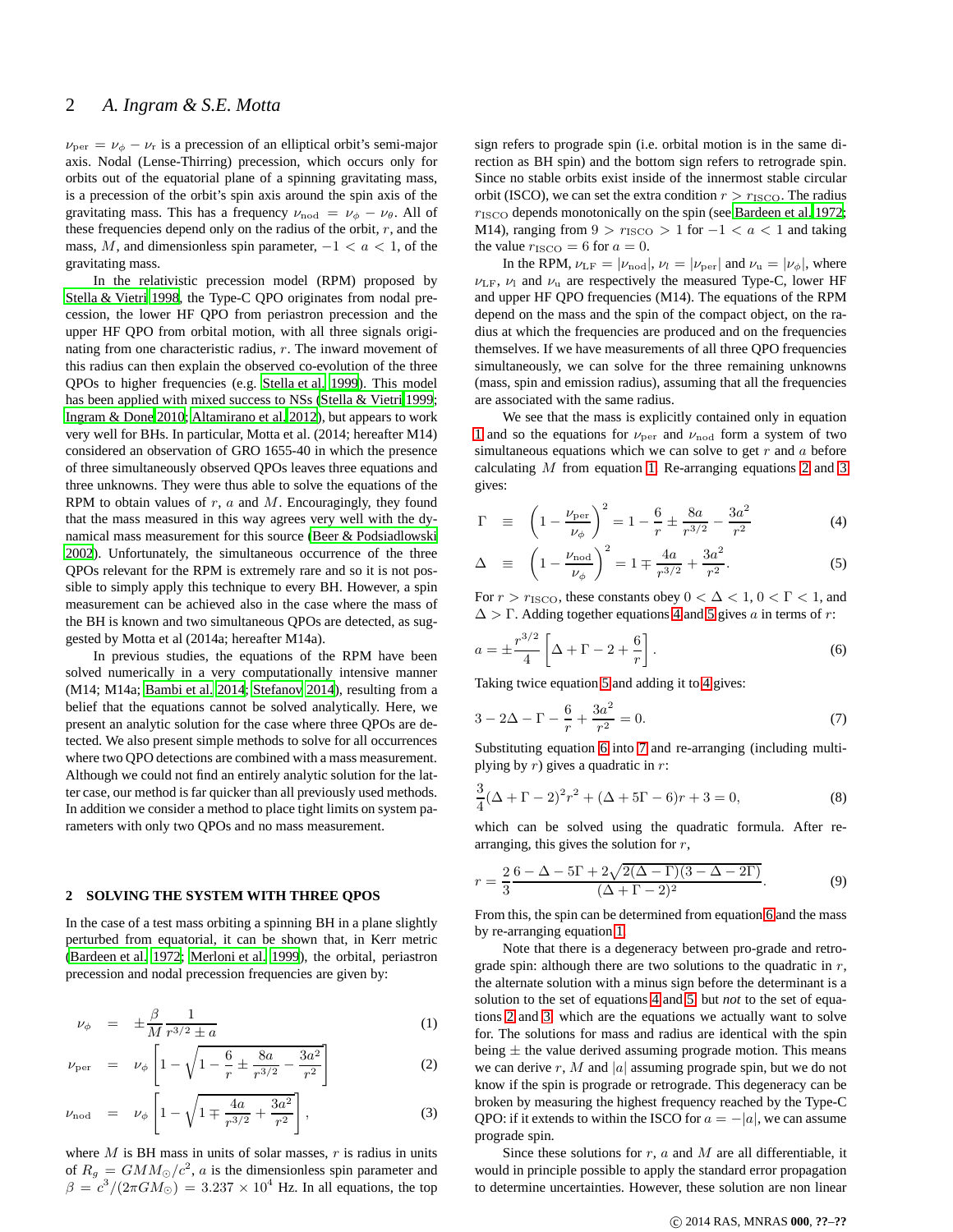$\nu_{\rm per} = \nu_\phi - \nu_{\rm r}$ is a precession of an elliptical orbit's semi-major axis. Nodal (Lense-Thirring) precession, which occurs only for orbits out of the equatorial plane of a spinning gravitating mass, is a precession of the orbit's spin axis around the spin axis of the gravitating mass. This has a frequency $\nu_{\rm nod} = \nu_\phi - \nu_\theta$. All of these frequencies depend only on the radius of the orbit, $r$, and the mass, $M$, and dimensionless spin parameter, $-1 < a < 1$, of the gravitating mass.

In the relativistic precession model (RPM) proposed by Stella & Vietri 1998, the Type-C QPO originates from nodal precession, the lower HF QPO from periastron precession and the upper HF QPO from orbital motion, with all three signals originating from one characteristic radius, $r$. The inward movement of this radius can then explain the observed co-evolution of the three QPOs to higher frequencies (e.g. Stella et al. 1999). This model has been applied with mixed success to NSs (Stella & Vietri 1999; Ingram & Done 2010; Altamirano et al. 2012), but appears to work very well for BHs. In particular, Motta et al. (2014; hereafter M14) considered an observation of GRO 1655-40 in which the presence of three simultaneously observed QPOs leaves three equations and three unknowns. They were thus able to solve the equations of the RPM to obtain values of $r$, $a$ and $M$. Encouragingly, they found that the mass measured in this way agrees very well with the dynamical mass measurement for this source (Beer & Podsiadlowski 2002). Unfortunately, the simultaneous occurrence of the three QPOs relevant for the RPM is extremely rare and so it is not possible to simply apply this technique to every BH. However, a spin measurement can be achieved also in the case where the mass of the BH is known and two simultaneous QPOs are detected, as suggested by Motta et al (2014a; hereafter M14a).

In previous studies, the equations of the RPM have been solved numerically in a very computationally intensive manner (M14; M14a; Bambi et al. 2014; Stefanov 2014), resulting from a belief that the equations cannot be solved analytically. Here, we present an analytic solution for the case where three QPOs are detected. We also present simple methods to solve for all occurrences where two QPO detections are combined with a mass measurement. Although we could not find an entirely analytic solution for the latter case, our method is far quicker than all previously used methods. In addition we consider a method to place tight limits on system parameters with only two QPOs and no mass measurement.

## 2 SOLVING THE SYSTEM WITH THREE QPOS

In the case of a test mass orbiting a spinning BH in a plane slightly perturbed from equatorial, it can be shown that, in Kerr metric (Bardeen et al. 1972; Merloni et al. 1999), the orbital, periastron precession and nodal precession frequencies are given by:

$$\nu_\phi = \pm \frac{\beta}{M} \frac{1}{r^{3/2} \pm a} \tag{1}$$

$$\nu_{\rm per} = \nu_\phi \left[ 1 - \sqrt{1 - \frac{6}{r} \pm \frac{8a}{r^{3/2}} - \frac{3a^2}{r^2}} \right] \tag{2}$$

$$\nu_{\rm nod} = \nu_\phi \left[ 1 - \sqrt{1 \mp \frac{4a}{r^{3/2}} + \frac{3a^2}{r^2}} \right], \tag{3}$$

where $M$ is BH mass in units of solar masses, $r$ is radius in units of $R_g = GM M_\odot / c^2$, $a$ is the dimensionless spin parameter and $\beta = c^3/(2\pi G M_\odot) = 3.237 \times 10^4$ Hz. In all equations, the top sign refers to prograde spin (i.e. orbital motion is in the same direction as BH spin) and the bottom sign refers to retrograde spin. Since no stable orbits exist inside of the innermost stable circular orbit (ISCO), we can set the extra condition $r > r_{\rm ISCO}$. The radius $r_{\rm ISCO}$ depends monotonically on the spin (see Bardeen et al. 1972; M14), ranging from $9 > r_{\rm ISCO} > 1$ for $-1 < a < 1$ and taking the value $r_{\rm ISCO} = 6$ for $a = 0$.

In the RPM, $\nu_{\rm LF} = |\nu_{\rm nod}|$, $\nu_l = |\nu_{\rm per}|$ and $\nu_{\rm u} = |\nu_\phi|$, where $\nu_{\rm LF}$, $\nu_l$ and $\nu_{\rm u}$ are respectively the measured Type-C, lower HF and upper HF QPO frequencies (M14). The equations of the RPM depend on the mass and the spin of the compact object, on the radius at which the frequencies are produced and on the frequencies themselves. If we have measurements of all three QPO frequencies simultaneously, we can solve for the three remaining unknowns (mass, spin and emission radius), assuming that all the frequencies are associated with the same radius.

We see that the mass is explicitly contained only in equation 1 and so the equations for $\nu_{\rm per}$ and $\nu_{\rm nod}$ form a system of two simultaneous equations which we can solve to get $r$ and $a$ before calculating $M$ from equation 1. Re-arranging equations 2 and 3 gives:

$$\Gamma \equiv \left(1 - \frac{\nu_{\rm per}}{\nu_\phi}\right)^2 = 1 - \frac{6}{r} \pm \frac{8a}{r^{3/2}} - \frac{3a^2}{r^2} \tag{4}$$

$$\Delta \equiv \left(1 - \frac{\nu_{\rm nod}}{\nu_\phi}\right)^2 = 1 \mp \frac{4a}{r^{3/2}} + \frac{3a^2}{r^2}. \tag{5}$$

For $r > r_{\rm ISCO}$, these constants obey $0 < \Delta < 1$, $0 < \Gamma < 1$, and $\Delta > \Gamma$. Adding together equations 4 and 5 gives $a$ in terms of $r$:

$$a = \pm \frac{r^{3/2}}{4} \left[ \Delta + \Gamma - 2 + \frac{6}{r} \right]. \tag{6}$$

Taking twice equation 5 and adding it to 4 gives:

$$3 - 2\Delta - \Gamma - \frac{6}{r} + \frac{3a^2}{r^2} = 0. \tag{7}$$

Substituting equation 6 into 7 and re-arranging (including multiplying by $r$) gives a quadratic in $r$:

$$\frac{3}{4}(\Delta + \Gamma - 2)^2 r^2 + (\Delta + 5\Gamma - 6) r + 3 = 0, \tag{8}$$

which can be solved using the quadratic formula. After re-arranging, this gives the solution for $r$,

$$r = \frac{2}{3} \frac{6 - \Delta - 5\Gamma + 2\sqrt{2(\Delta - \Gamma)(3 - \Delta - 2\Gamma)}}{(\Delta + \Gamma - 2)^2}. \tag{9}$$

From this, the spin can be determined from equation 6 and the mass by re-arranging equation 1.

Note that there is a degeneracy between pro-grade and retrograde spin: although there are two solutions to the quadratic in $r$, the alternate solution with a minus sign before the determinant is a solution to the set of equations 4 and 5, but *not* to the set of equations 2 and 3, which are the equations we actually want to solve for. The solutions for mass and radius are identical with the spin being $\pm$ the value derived assuming prograde motion. This means we can derive $r$, $M$ and $|a|$ assuming prograde spin, but we do not know if the spin is prograde or retrograde. This degeneracy can be broken by measuring the highest frequency reached by the Type-C QPO: if it extends to within the ISCO for $a = -|a|$, we can assume prograde spin.

Since these solutions for $r$, $a$ and $M$ are all differentiable, it would in principle be possible to apply the standard error propagation to determine uncertainties. However, these solution are non linear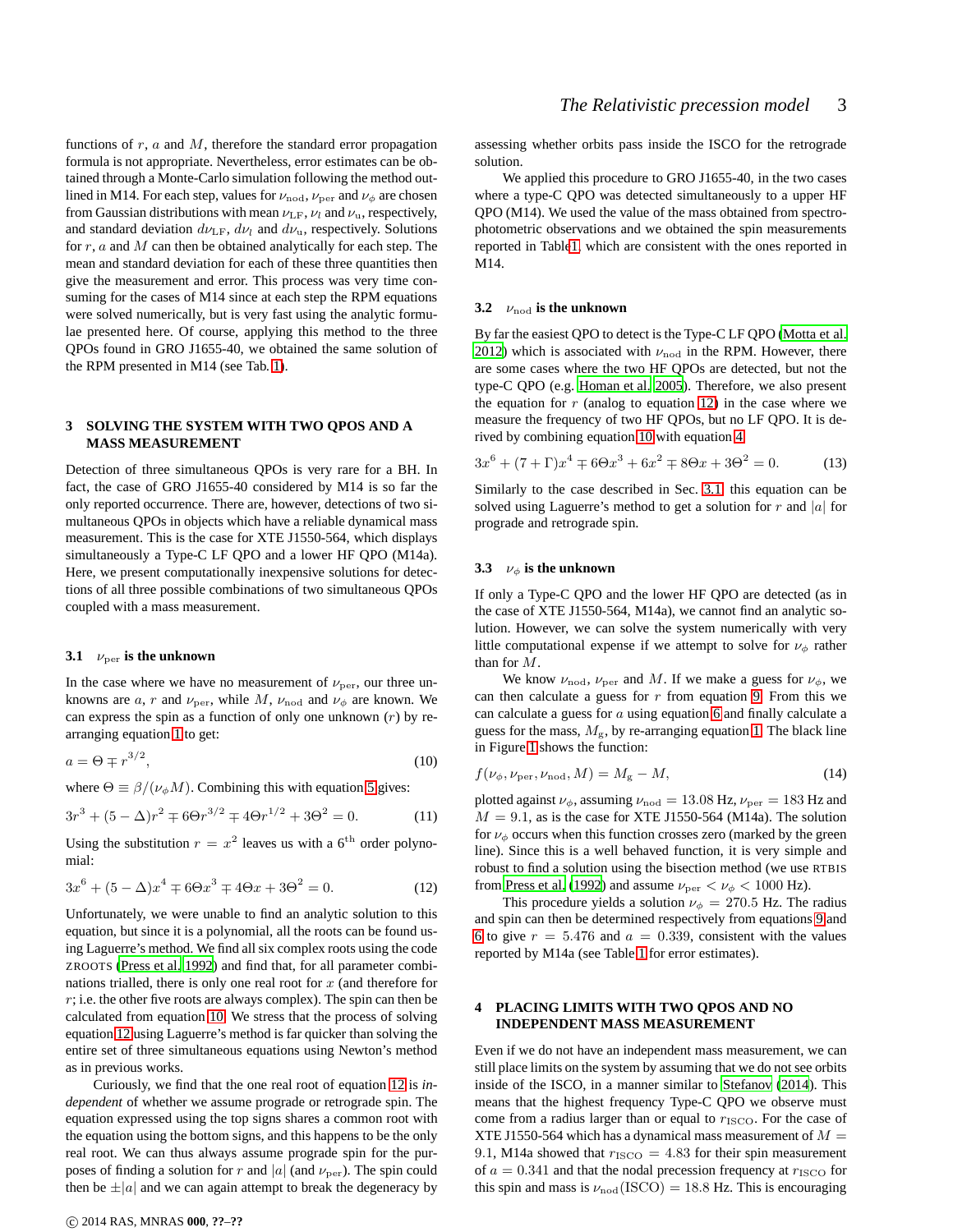functions of $r$, $a$ and $M$, therefore the standard error propagation formula is not appropriate. Nevertheless, error estimates can be obtained through a Monte-Carlo simulation following the method outlined in M14. For each step, values for $\nu_{\rm nod}$, $\nu_{\rm per}$ and $\nu_\phi$ are chosen from Gaussian distributions with mean $\nu_{\rm LF}$, $\nu_l$ and $\nu_{\rm u}$, respectively, and standard deviation $d\nu_{\rm LF}$, $d\nu_l$ and $d\nu_{\rm u}$, respectively. Solutions for $r$, $a$ and $M$ can then be obtained analytically for each step. The mean and standard deviation for each of these three quantities then give the measurement and error. This process was very time consuming for the cases of M14 since at each step the RPM equations were solved numerically, but is very fast using the analytic formulae presented here. Of course, applying this method to the three QPOs found in GRO J1655-40, we obtained the same solution of the RPM presented in M14 (see Tab. 1).

## 3 SOLVING THE SYSTEM WITH TWO QPOS AND A MASS MEASUREMENT

Detection of three simultaneous QPOs is very rare for a BH. In fact, the case of GRO J1655-40 considered by M14 is so far the only reported occurrence. There are, however, detections of two simultaneous QPOs in objects which have a reliable dynamical mass measurement. This is the case for XTE J1550-564, which displays simultaneously a Type-C LF QPO and a lower HF QPO (M14a). Here, we present computationally inexpensive solutions for detections of all three possible combinations of two simultaneous QPOs coupled with a mass measurement.

### 3.1 $\nu_{\rm per}$ is the unknown

In the case where we have no measurement of $\nu_{\rm per}$, our three unknowns are $a$, $r$ and $\nu_{\rm per}$, while $M$, $\nu_{\rm nod}$ and $\nu_\phi$ are known. We can express the spin as a function of only one unknown ($r$) by rearranging equation 1 to get:

$$a = \Theta \mp r^{3/2}, \tag{10}$$

where $\Theta \equiv \beta/(\nu_\phi M)$. Combining this with equation 5 gives:

$$3r^3 + (5-\Delta)r^2 \mp 6\Theta r^{3/2} \mp 4\Theta r^{1/2} + 3\Theta^2 = 0. \tag{11}$$

Using the substitution $r = x^2$ leaves us with a $6^{\rm th}$ order polynomial:

$$3x^6 + (5-\Delta)x^4 \mp 6\Theta x^3 \mp 4\Theta x + 3\Theta^2 = 0. \tag{12}$$

Unfortunately, we were unable to find an analytic solution to this equation, but since it is a polynomial, all the roots can be found using Laguerre's method. We find all six complex roots using the code ZROOTS (Press et al. 1992) and find that, for all parameter combinations trialled, there is only one real root for $x$ (and therefore for $r$; i.e. the other five roots are always complex). The spin can then be calculated from equation 10. We stress that the process of solving equation 12 using Laguerre's method is far quicker than solving the entire set of three simultaneous equations using Newton's method as in previous works.

Curiously, we find that the one real root of equation 12 is *independent* of whether we assume prograde or retrograde spin. The equation expressed using the top signs shares a common root with the equation using the bottom signs, and this happens to be the only real root. We can thus always assume prograde spin for the purposes of finding a solution for $r$ and $|a|$ (and $\nu_{\rm per}$). The spin could then be $\pm|a|$ and we can again attempt to break the degeneracy by assessing whether orbits pass inside the ISCO for the retrograde solution.

We applied this procedure to GRO J1655-40, in the two cases where a type-C QPO was detected simultaneously to a upper HF QPO (M14). We used the value of the mass obtained from spectro-photometric observations and we obtained the spin measurements reported in Table 1, which are consistent with the ones reported in M14.

### 3.2 $\nu_{\rm nod}$ is the unknown

By far the easiest QPO to detect is the Type-C LF QPO (Motta et al. 2012) which is associated with $\nu_{\rm nod}$ in the RPM. However, there are some cases where the two HF QPOs are detected, but not the type-C QPO (e.g. Homan et al. 2005). Therefore, we also present the equation for $r$ (analog to equation 12) in the case where we measure the frequency of two HF QPOs, but no LF QPO. It is derived by combining equation 10 with equation 4:

$$3x^6 + (7+\Gamma)x^4 \mp 6\Theta x^3 + 6x^2 \mp 8\Theta x + 3\Theta^2 = 0. \tag{13}$$

Similarly to the case described in Sec. 3.1 this equation can be solved using Laguerre's method to get a solution for $r$ and $|a|$ for prograde and retrograde spin.

### 3.3 $\nu_\phi$ is the unknown

If only a Type-C QPO and the lower HF QPO are detected (as in the case of XTE J1550-564, M14a), we cannot find an analytic solution. However, we can solve the system numerically with very little computational expense if we attempt to solve for $\nu_\phi$ rather than for $M$.

We know $\nu_{\rm nod}$, $\nu_{\rm per}$ and $M$. If we make a guess for $\nu_\phi$, we can then calculate a guess for $r$ from equation 9. From this we can calculate a guess for $a$ using equation 6 and finally calculate a guess for the mass, $M_{\rm g}$, by re-arranging equation 1. The black line in Figure 1 shows the function:

$$f(\nu_\phi, \nu_{\rm per}, \nu_{\rm nod}, M) = M_{\rm g} - M, \tag{14}$$

plotted against $\nu_\phi$, assuming $\nu_{\rm nod} = 13.08$ Hz, $\nu_{\rm per} = 183$ Hz and $M = 9.1$, as is the case for XTE J1550-564 (M14a). The solution for $\nu_\phi$ occurs when this function crosses zero (marked by the green line). Since this is a well behaved function, it is very simple and robust to find a solution using the bisection method (we use RTBIS from Press et al. (1992) and assume $\nu_{\rm per} < \nu_\phi < 1000$ Hz).

This procedure yields a solution $\nu_\phi = 270.5$ Hz. The radius and spin can then be determined respectively from equations 9 and 6 to give $r = 5.476$ and $a = 0.339$, consistent with the values reported by M14a (see Table 1 for error estimates).

## 4 PLACING LIMITS WITH TWO QPOS AND NO INDEPENDENT MASS MEASUREMENT

Even if we do not have an independent mass measurement, we can still place limits on the system by assuming that we do not see orbits inside of the ISCO, in a manner similar to Stefanov (2014). This means that the highest frequency Type-C QPO we observe must come from a radius larger than or equal to $r_{\rm ISCO}$. For the case of XTE J1550-564 which has a dynamical mass measurement of $M = 9.1$, M14a showed that $r_{\rm ISCO} = 4.83$ for their spin measurement of $a = 0.341$ and that the nodal precession frequency at $r_{\rm ISCO}$ for this spin and mass is $\nu_{\rm nod}({\rm ISCO}) = 18.8$ Hz. This is encouraging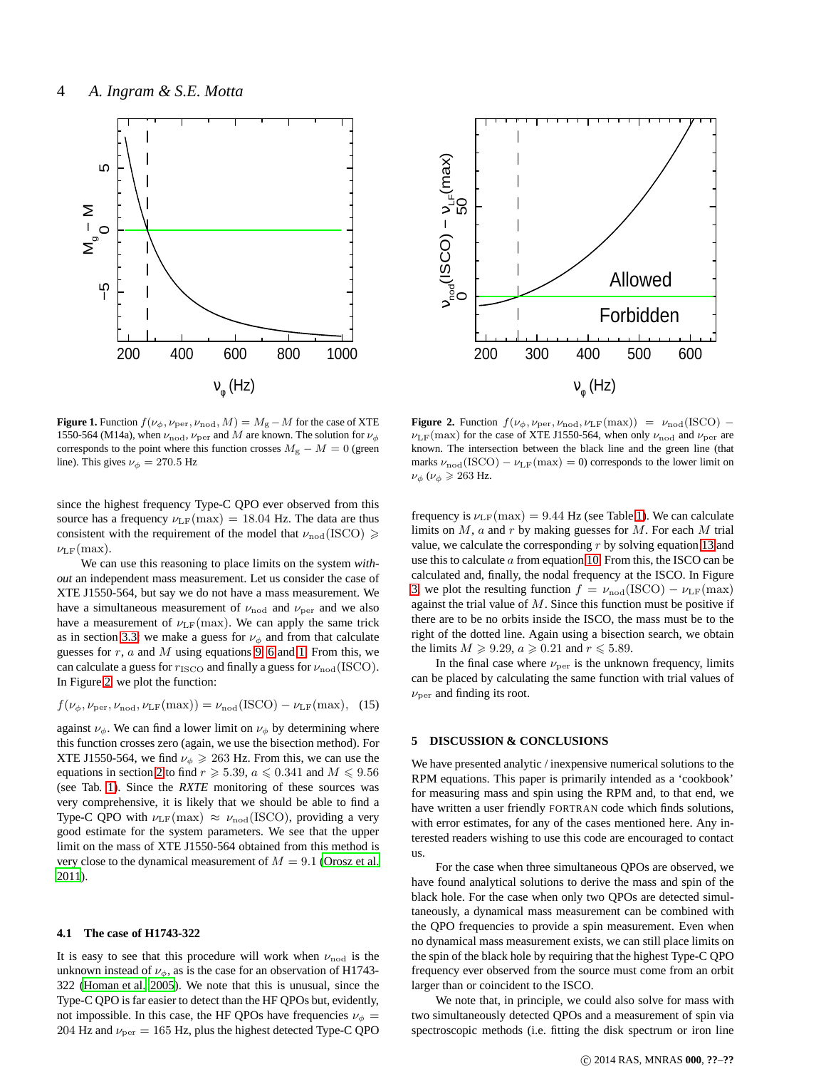**Figure 1.** Function $f(\nu_\phi, \nu_{\rm per}, \nu_{\rm nod}, M) = M_{\rm g} - M$ for the case of XTE 1550-564 (M14a), when $\nu_{\rm nod}$, $\nu_{\rm per}$ and $M$ are known. The solution for $\nu_\phi$ corresponds to the point where this function crosses $M_{\rm g} - M = 0$ (green line). This gives $\nu_\phi = 270.5$ Hz

**Figure 2.** Function $f(\nu_\phi, \nu_{\rm per}, \nu_{\rm nod}, \nu_{\rm LF}({\rm max})) = \nu_{\rm nod}({\rm ISCO}) - \nu_{\rm LF}({\rm max})$ for the case of XTE J1550-564, when only $\nu_{\rm nod}$ and $\nu_{\rm per}$ are known. The intersection between the black line and the green line (that marks $\nu_{\rm nod}({\rm ISCO}) - \nu_{\rm LF}({\rm max}) = 0$) corresponds to the lower limit on $\nu_\phi$ ($\nu_\phi \geqslant 263$ Hz.

since the highest frequency Type-C QPO ever observed from this source has a frequency $\nu_{\rm LF}({\rm max}) = 18.04$ Hz. The data are thus consistent with the requirement of the model that $\nu_{\rm nod}({\rm ISCO}) \geqslant \nu_{\rm LF}({\rm max})$.

We can use this reasoning to place limits on the system *without* an independent mass measurement. Let us consider the case of XTE J1550-564, but say we do not have a mass measurement. We have a simultaneous measurement of $\nu_{\rm nod}$ and $\nu_{\rm per}$ and we also have a measurement of $\nu_{\rm LF}({\rm max})$. We can apply the same trick as in section 3.3: we make a guess for $\nu_\phi$ and from that calculate guesses for $r$, $a$ and $M$ using equations 9, 6 and 1. From this, we can calculate a guess for $r_{\rm ISCO}$ and finally a guess for $\nu_{\rm nod}({\rm ISCO})$. In Figure 2, we plot the function:

$$f(\nu_\phi, \nu_{\rm per}, \nu_{\rm nod}, \nu_{\rm LF}({\rm max})) = \nu_{\rm nod}({\rm ISCO}) - \nu_{\rm LF}({\rm max}), \quad (15)$$

against $\nu_\phi$. We can find a lower limit on $\nu_\phi$ by determining where this function crosses zero (again, we use the bisection method). For XTE J1550-564, we find $\nu_\phi \geqslant 263$ Hz. From this, we can use the equations in section 2 to find $r \geqslant 5.39$, $a \leqslant 0.341$ and $M \leqslant 9.56$ (see Tab. 1). Since the *RXTE* monitoring of these sources was very comprehensive, it is likely that we should be able to find a Type-C QPO with $\nu_{\rm LF}({\rm max}) \approx \nu_{\rm nod}({\rm ISCO})$, providing a very good estimate for the system parameters. We see that the upper limit on the mass of XTE J1550-564 obtained from this method is very close to the dynamical measurement of $M = 9.1$ (Orosz et al. 2011).

### 4.1 The case of H1743-322

It is easy to see that this procedure will work when $\nu_{\rm nod}$ is the unknown instead of $\nu_\phi$, as is the case for an observation of H1743-322 (Homan et al. 2005). We note that this is unusual, since the Type-C QPO is far easier to detect than the HF QPOs but, evidently, not impossible. In this case, the HF QPOs have frequencies $\nu_\phi = 204$ Hz and $\nu_{\rm per} = 165$ Hz, plus the highest detected Type-C QPO frequency is $\nu_{\rm LF}({\rm max}) = 9.44$ Hz (see Table 1). We can calculate limits on $M$, $a$ and $r$ by making guesses for $M$. For each $M$ trial value, we calculate the corresponding $r$ by solving equation 13 and use this to calculate $a$ from equation 10. From this, the ISCO can be calculated and, finally, the nodal frequency at the ISCO. In Figure 3, we plot the resulting function $f = \nu_{\rm nod}({\rm ISCO}) - \nu_{\rm LF}({\rm max})$ against the trial value of $M$. Since this function must be positive if there are to be no orbits inside the ISCO, the mass must be to the right of the dotted line. Again using a bisection search, we obtain the limits $M \geqslant 9.29$, $a \geqslant 0.21$ and $r \leqslant 5.89$.

In the final case where $\nu_{\rm per}$ is the unknown frequency, limits can be placed by calculating the same function with trial values of $\nu_{\rm per}$ and finding its root.

## 5 DISCUSSION & CONCLUSIONS

We have presented analytic / inexpensive numerical solutions to the RPM equations. This paper is primarily intended as a 'cookbook' for measuring mass and spin using the RPM and, to that end, we have written a user friendly FORTRAN code which finds solutions, with error estimates, for any of the cases mentioned here. Any interested readers wishing to use this code are encouraged to contact us.

For the case when three simultaneous QPOs are observed, we have found analytical solutions to derive the mass and spin of the black hole. For the case when only two QPOs are detected simultaneously, a dynamical mass measurement can be combined with the QPO frequencies to provide a spin measurement. Even when no dynamical mass measurement exists, we can still place limits on the spin of the black hole by requiring that the highest Type-C QPO frequency ever observed from the source must come from an orbit larger than or coincident to the ISCO.

We note that, in principle, we could also solve for mass with two simultaneously detected QPOs and a measurement of spin via spectroscopic methods (i.e. fitting the disk spectrum or iron line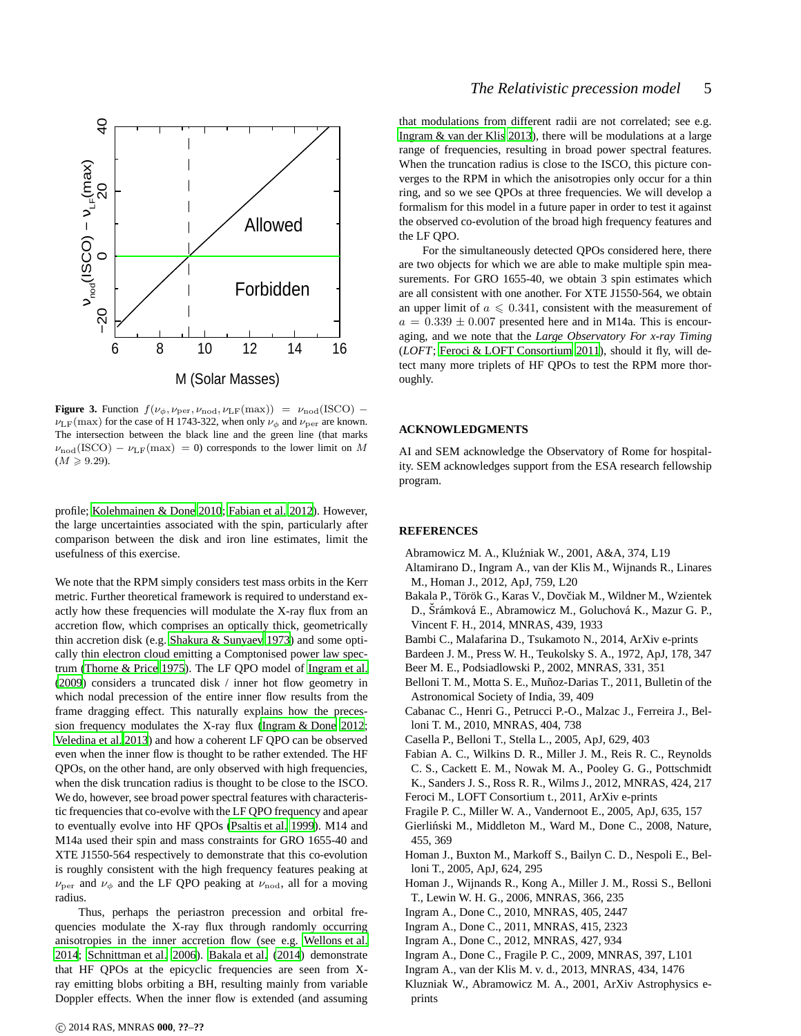**Figure 3.** Function $f(\nu_\phi, \nu_{\rm per}, \nu_{\rm nod}, \nu_{\rm LF}({\rm max})) = \nu_{\rm nod}({\rm ISCO}) - \nu_{\rm LF}({\rm max})$ for the case of H 1743-322, when only $\nu_\phi$ and $\nu_{\rm per}$ are known. The intersection between the black line and the green line (that marks $\nu_{\rm nod}({\rm ISCO}) - \nu_{\rm LF}({\rm max}) = 0$) corresponds to the lower limit on $M$ ($M \geqslant 9.29$).

profile; Kolehmainen & Done 2010; Fabian et al. 2012). However, the large uncertainties associated with the spin, particularly after comparison between the disk and iron line estimates, limit the usefulness of this exercise.

We note that the RPM simply considers test mass orbits in the Kerr metric. Further theoretical framework is required to understand exactly how these frequencies will modulate the X-ray flux from an accretion flow, which comprises an optically thick, geometrically thin accretion disk (e.g. Shakura & Sunyaev 1973) and some optically thin electron cloud emitting a Comptonised power law spectrum (Thorne & Price 1975). The LF QPO model of Ingram et al. (2009) considers a truncated disk / inner hot flow geometry in which nodal precession of the entire inner flow results from the frame dragging effect. This naturally explains how the precession frequency modulates the X-ray flux (Ingram & Done 2012; Veledina et al. 2013) and how a coherent LF QPO can be observed even when the inner flow is thought to be rather extended. The HF QPOs, on the other hand, are only observed with high frequencies, when the disk truncation radius is thought to be close to the ISCO. We do, however, see broad power spectral features with characteristic frequencies that co-evolve with the LF QPO frequency and apear to eventually evolve into HF QPOs (Psaltis et al. 1999). M14 and M14a used their spin and mass constraints for GRO 1655-40 and XTE J1550-564 respectively to demonstrate that this co-evolution is roughly consistent with the high frequency features peaking at $\nu_{\rm per}$ and $\nu_\phi$ and the LF QPO peaking at $\nu_{\rm nod}$, all for a moving radius.

Thus, perhaps the periastron precession and orbital frequencies modulate the X-ray flux through randomly occurring anisotropies in the inner accretion flow (see e.g. Wellons et al. 2014; Schnittman et al. 2006). Bakala et al. (2014) demonstrate that HF QPOs at the epicyclic frequencies are seen from X-ray emitting blobs orbiting a BH, resulting mainly from variable Doppler effects. When the inner flow is extended (and assuming that modulations from different radii are not correlated; see e.g. Ingram & van der Klis 2013), there will be modulations at a large range of frequencies, resulting in broad power spectral features. When the truncation radius is close to the ISCO, this picture converges to the RPM in which the anisotropies only occur for a thin ring, and so we see QPOs at three frequencies. We will develop a formalism for this model in a future paper in order to test it against the observed co-evolution of the broad high frequency features and the LF QPO.

For the simultaneously detected QPOs considered here, there are two objects for which we are able to make multiple spin measurements. For GRO 1655-40, we obtain 3 spin estimates which are all consistent with one another. For XTE J1550-564, we obtain an upper limit of $a \leqslant 0.341$, consistent with the measurement of $a = 0.339 \pm 0.007$ presented here and in M14a. This is encouraging, and we note that the *Large Observatory For x-ray Timing* (*LOFT*; Feroci & LOFT Consortium 2011), should it fly, will detect many more triplets of HF QPOs to test the RPM more thoroughly.

## ACKNOWLEDGMENTS

AI and SEM acknowledge the Observatory of Rome for hospitality. SEM acknowledges support from the ESA research fellowship program.

## REFERENCES

Abramowicz M. A., Kluźniak W., 2001, A&A, 374, L19
Altamirano D., Ingram A., van der Klis M., Wijnands R., Linares M., Homan J., 2012, ApJ, 759, L20
Bakala P., Török G., Karas V., Dovčiak M., Wildner M., Wzientek D., Šrámková E., Abramowicz M., Goluchová K., Mazur G. P., Vincent F. H., 2014, MNRAS, 439, 1933
Bambi C., Malafarina D., Tsukamoto N., 2014, ArXiv e-prints
Bardeen J. M., Press W. H., Teukolsky S. A., 1972, ApJ, 178, 347
Beer M. E., Podsiadlowski P., 2002, MNRAS, 331, 351
Belloni T. M., Motta S. E., Muñoz-Darias T., 2011, Bulletin of the Astronomical Society of India, 39, 409
Cabanac C., Henri G., Petrucci P.-O., Malzac J., Ferreira J., Belloni T. M., 2010, MNRAS, 404, 738
Casella P., Belloni T., Stella L., 2005, ApJ, 629, 403
Fabian A. C., Wilkins D. R., Miller J. M., Reis R. C., Reynolds C. S., Cackett E. M., Nowak M. A., Pooley G. G., Pottschmidt K., Sanders J. S., Ross R. R., Wilms J., 2012, MNRAS, 424, 217
Feroci M., LOFT Consortium t., 2011, ArXiv e-prints
Fragile P. C., Miller W. A., Vandernoot E., 2005, ApJ, 635, 157
Gierliński M., Middleton M., Ward M., Done C., 2008, Nature, 455, 369
Homan J., Buxton M., Markoff S., Bailyn C. D., Nespoli E., Belloni T., 2005, ApJ, 624, 295
Homan J., Wijnands R., Kong A., Miller J. M., Rossi S., Belloni T., Lewin W. H. G., 2006, MNRAS, 366, 235
Ingram A., Done C., 2010, MNRAS, 405, 2447
Ingram A., Done C., 2011, MNRAS, 415, 2323
Ingram A., Done C., 2012, MNRAS, 427, 934
Ingram A., Done C., Fragile P. C., 2009, MNRAS, 397, L101
Ingram A., van der Klis M. v. d., 2013, MNRAS, 434, 1476
Kluzniak W., Abramowicz M. A., 2001, ArXiv Astrophysics e-prints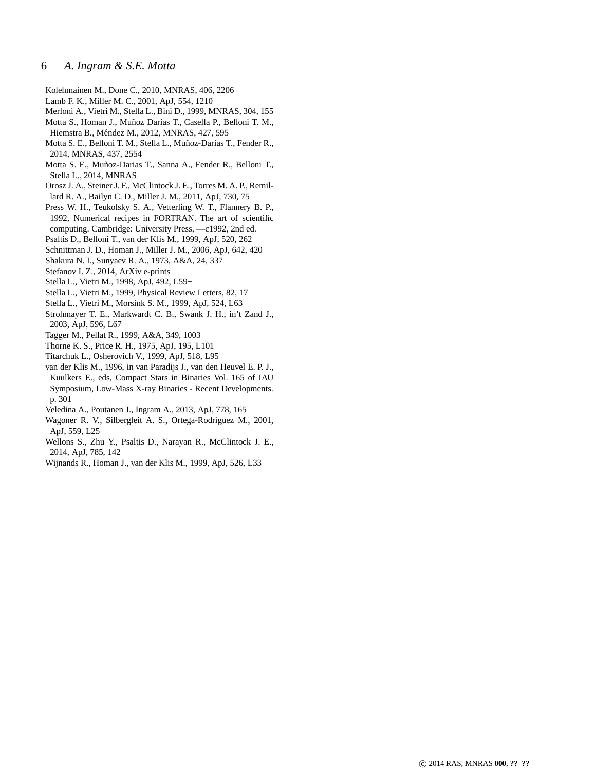Kolehmainen M., Done C., 2010, MNRAS, 406, 2206

Lamb F. K., Miller M. C., 2001, ApJ, 554, 1210

Merloni A., Vietri M., Stella L., Bini D., 1999, MNRAS, 304, 155

Motta S., Homan J., Muñoz Darias T., Casella P., Belloni T. M., Hiemstra B., Méndez M., 2012, MNRAS, 427, 595

Motta S. E., Belloni T. M., Stella L., Muñoz-Darias T., Fender R., 2014, MNRAS, 437, 2554

Motta S. E., Muñoz-Darias T., Sanna A., Fender R., Belloni T., Stella L., 2014, MNRAS

Orosz J. A., Steiner J. F., McClintock J. E., Torres M. A. P., Remillard R. A., Bailyn C. D., Miller J. M., 2011, ApJ, 730, 75

Press W. H., Teukolsky S. A., Vetterling W. T., Flannery B. P., 1992, Numerical recipes in FORTRAN. The art of scientific computing. Cambridge: University Press, —c1992, 2nd ed.

Psaltis D., Belloni T., van der Klis M., 1999, ApJ, 520, 262

Schnittman J. D., Homan J., Miller J. M., 2006, ApJ, 642, 420

Shakura N. I., Sunyaev R. A., 1973, A&A, 24, 337

Stefanov I. Z., 2014, ArXiv e-prints

Stella L., Vietri M., 1998, ApJ, 492, L59+

Stella L., Vietri M., 1999, Physical Review Letters, 82, 17

Stella L., Vietri M., Morsink S. M., 1999, ApJ, 524, L63

Strohmayer T. E., Markwardt C. B., Swank J. H., in't Zand J., 2003, ApJ, 596, L67

Tagger M., Pellat R., 1999, A&A, 349, 1003

Thorne K. S., Price R. H., 1975, ApJ, 195, L101

Titarchuk L., Osherovich V., 1999, ApJ, 518, L95

van der Klis M., 1996, in van Paradijs J., van den Heuvel E. P. J., Kuulkers E., eds, Compact Stars in Binaries Vol. 165 of IAU Symposium, Low-Mass X-ray Binaries - Recent Developments. p. 301

Veledina A., Poutanen J., Ingram A., 2013, ApJ, 778, 165

Wagoner R. V., Silbergleit A. S., Ortega-Rodríguez M., 2001, ApJ, 559, L25

Wellons S., Zhu Y., Psaltis D., Narayan R., McClintock J. E., 2014, ApJ, 785, 142

Wijnands R., Homan J., van der Klis M., 1999, ApJ, 526, L33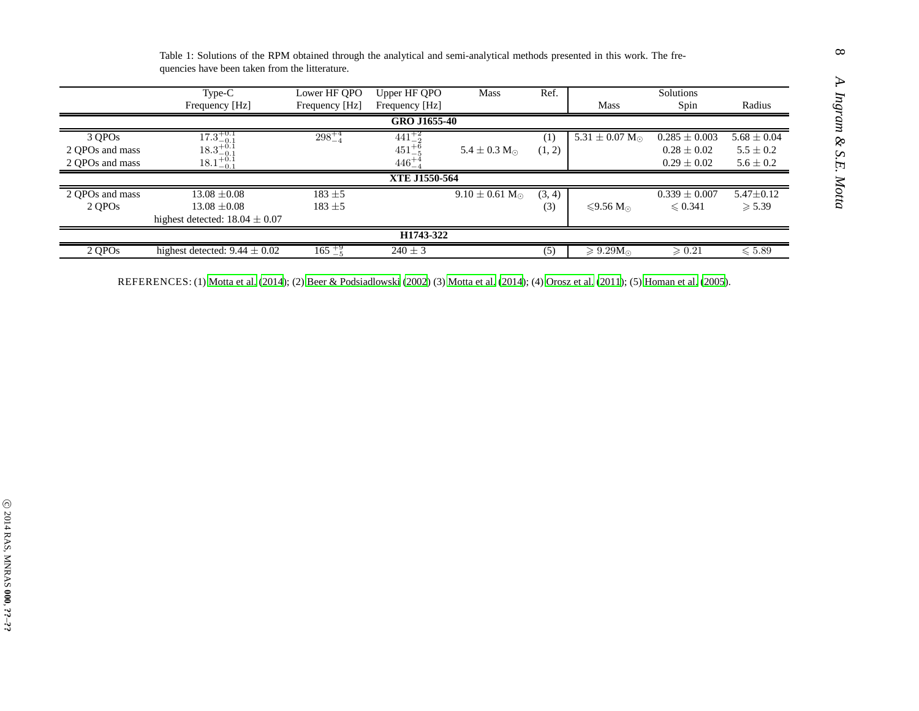Table 1: Solutions of the RPM obtained through the analytical and semi-analytical methods presented in this work. The frequencies have been taken from the litterature.

| | Type-C Frequency [Hz] | Lower HF QPO Frequency [Hz] | Upper HF QPO Frequency [Hz] | Mass | Ref. | Solutions Mass | Spin | Radius |
|---|---|---|---|---|---|---|---|---|
| **GRO J1655-40** | | | | | | | | |
| 3 QPOs | $17.3^{+0.1}_{-0.1}$ | $298^{+4}_{-4}$ | $441^{+2}_{-2}$ | | (1) | $5.31 \pm 0.07$ M$_\odot$ | $0.285 \pm 0.003$ | $5.68 \pm 0.04$ |
| 2 QPOs and mass | $18.3^{+0.1}_{-0.1}$ | | $451^{+6}_{-5}$ | $5.4 \pm 0.3$ M$_\odot$ | (1, 2) | | $0.28 \pm 0.02$ | $5.5 \pm 0.2$ |
| 2 QPOs and mass | $18.1^{+0.1}_{-0.1}$ | | $446^{+4}_{-4}$ | | | | $0.29 \pm 0.02$ | $5.6 \pm 0.2$ |
| **XTE J1550-564** | | | | | | | | |
| 2 QPOs and mass | $13.08 \pm 0.08$ | $183 \pm 5$ | | $9.10 \pm 0.61$ M$_\odot$ | (3, 4) | | $0.339 \pm 0.007$ | $5.47 \pm 0.12$ |
| 2 QPOs | $13.08 \pm 0.08$ | $183 \pm 5$ | | | (3) | $\leqslant 9.56$ M$_\odot$ | $\leqslant 0.341$ | $\geqslant 5.39$ |
| | highest detected: $18.04 \pm 0.07$ | | | | | | | |
| **H1743-322** | | | | | | | | |
| 2 QPOs | highest detected: $9.44 \pm 0.02$ | $165^{+9}_{-5}$ | $240 \pm 3$ | | (5) | $\geqslant 9.29$M$_\odot$ | $\geqslant 0.21$ | $\leqslant 5.89$ |

REFERENCES: (1) Motta et al. (2014); (2) Beer & Podsiadlowski (2002) (3) Motta et al. (2014); (4) Orosz et al. (2011); (5) Homan et al. (2005).